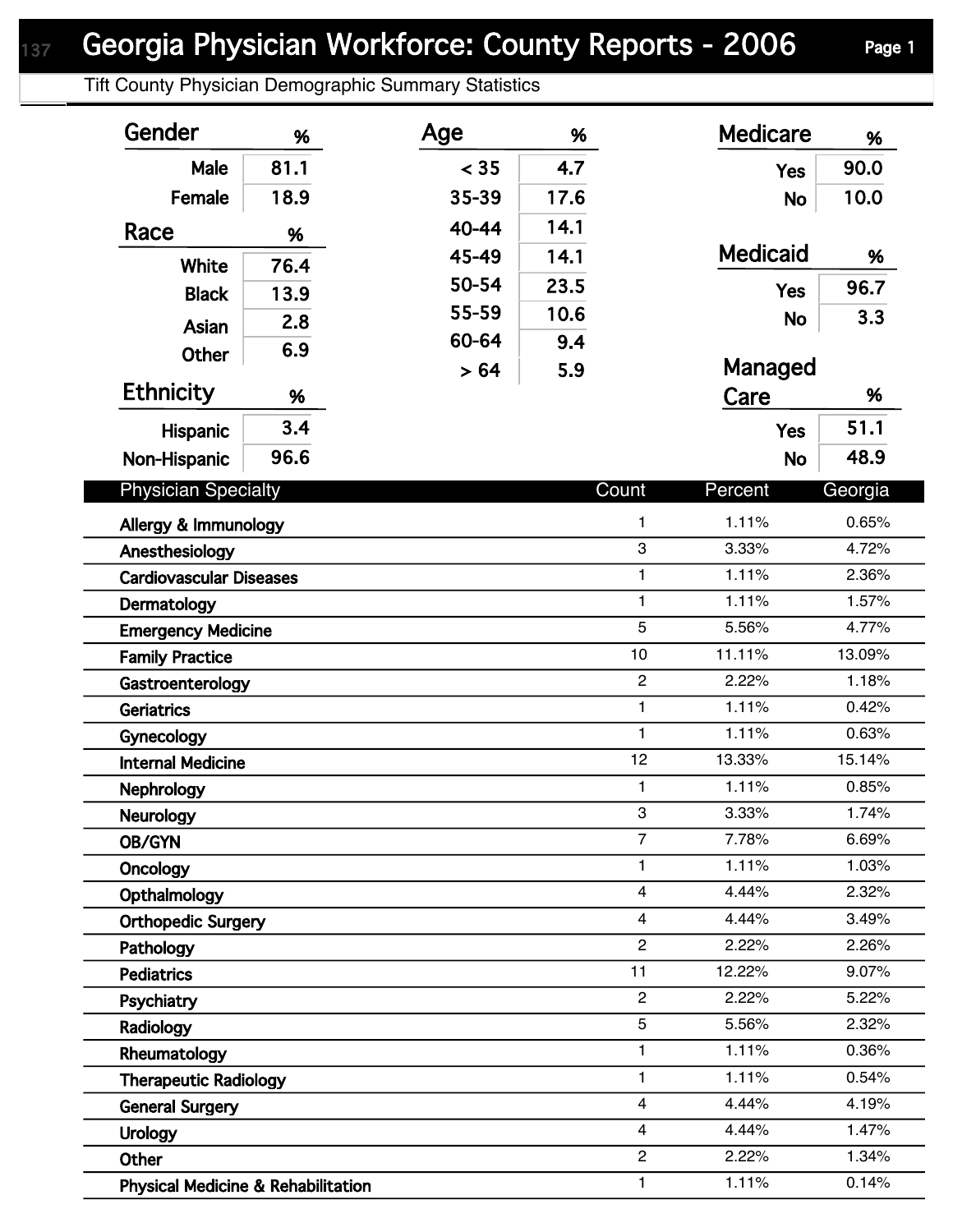# Georgia Physician Workforce: County Reports - 2006

Tift County Physician Demographic Summary Statistics

| Gender | % |
|---|---|
| Male | 81.1 |
| Female | 18.9 |

| Race | % |
|---|---|
| White | 76.4 |
| Black | 13.9 |
| Asian | 2.8 |
| Other | 6.9 |

| Ethnicity | % |
|---|---|
| Hispanic | 3.4 |
| Non-Hispanic | 96.6 |

| Age | % |
|---|---|
| < 35 | 4.7 |
| 35-39 | 17.6 |
| 40-44 | 14.1 |
| 45-49 | 14.1 |
| 50-54 | 23.5 |
| 55-59 | 10.6 |
| 60-64 | 9.4 |
| > 64 | 5.9 |

| Medicare | % |
|---|---|
| Yes | 90.0 |
| No | 10.0 |

| Medicaid | % |
|---|---|
| Yes | 96.7 |
| No | 3.3 |

| Managed Care | % |
|---|---|
| Yes | 51.1 |
| No | 48.9 |

| Physician Specialty | Count | Percent | Georgia |
|---|---|---|---|
| Allergy & Immunology | 1 | 1.11% | 0.65% |
| Anesthesiology | 3 | 3.33% | 4.72% |
| Cardiovascular Diseases | 1 | 1.11% | 2.36% |
| Dermatology | 1 | 1.11% | 1.57% |
| Emergency Medicine | 5 | 5.56% | 4.77% |
| Family Practice | 10 | 11.11% | 13.09% |
| Gastroenterology | 2 | 2.22% | 1.18% |
| Geriatrics | 1 | 1.11% | 0.42% |
| Gynecology | 1 | 1.11% | 0.63% |
| Internal Medicine | 12 | 13.33% | 15.14% |
| Nephrology | 1 | 1.11% | 0.85% |
| Neurology | 3 | 3.33% | 1.74% |
| OB/GYN | 7 | 7.78% | 6.69% |
| Oncology | 1 | 1.11% | 1.03% |
| Opthalmology | 4 | 4.44% | 2.32% |
| Orthopedic Surgery | 4 | 4.44% | 3.49% |
| Pathology | 2 | 2.22% | 2.26% |
| Pediatrics | 11 | 12.22% | 9.07% |
| Psychiatry | 2 | 2.22% | 5.22% |
| Radiology | 5 | 5.56% | 2.32% |
| Rheumatology | 1 | 1.11% | 0.36% |
| Therapeutic Radiology | 1 | 1.11% | 0.54% |
| General Surgery | 4 | 4.44% | 4.19% |
| Urology | 4 | 4.44% | 1.47% |
| Other | 2 | 2.22% | 1.34% |
| Physical Medicine & Rehabilitation | 1 | 1.11% | 0.14% |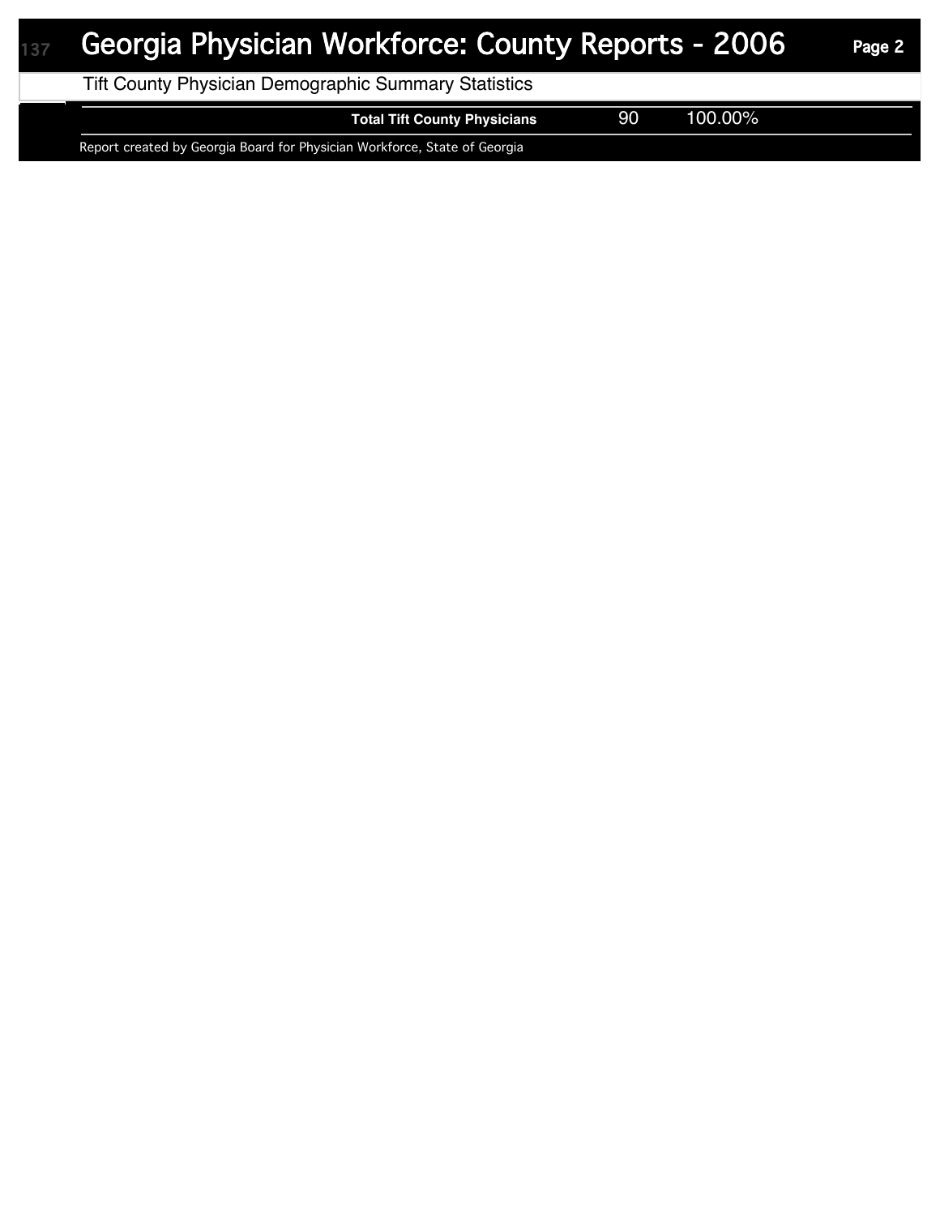## Tift County Physician Demographic Summary Statistics

| | | |
|---|---|---|
| **Total Tift County Physicians** | 90 | 100.00% |

Report created by Georgia Board for Physician Workforce, State of Georgia